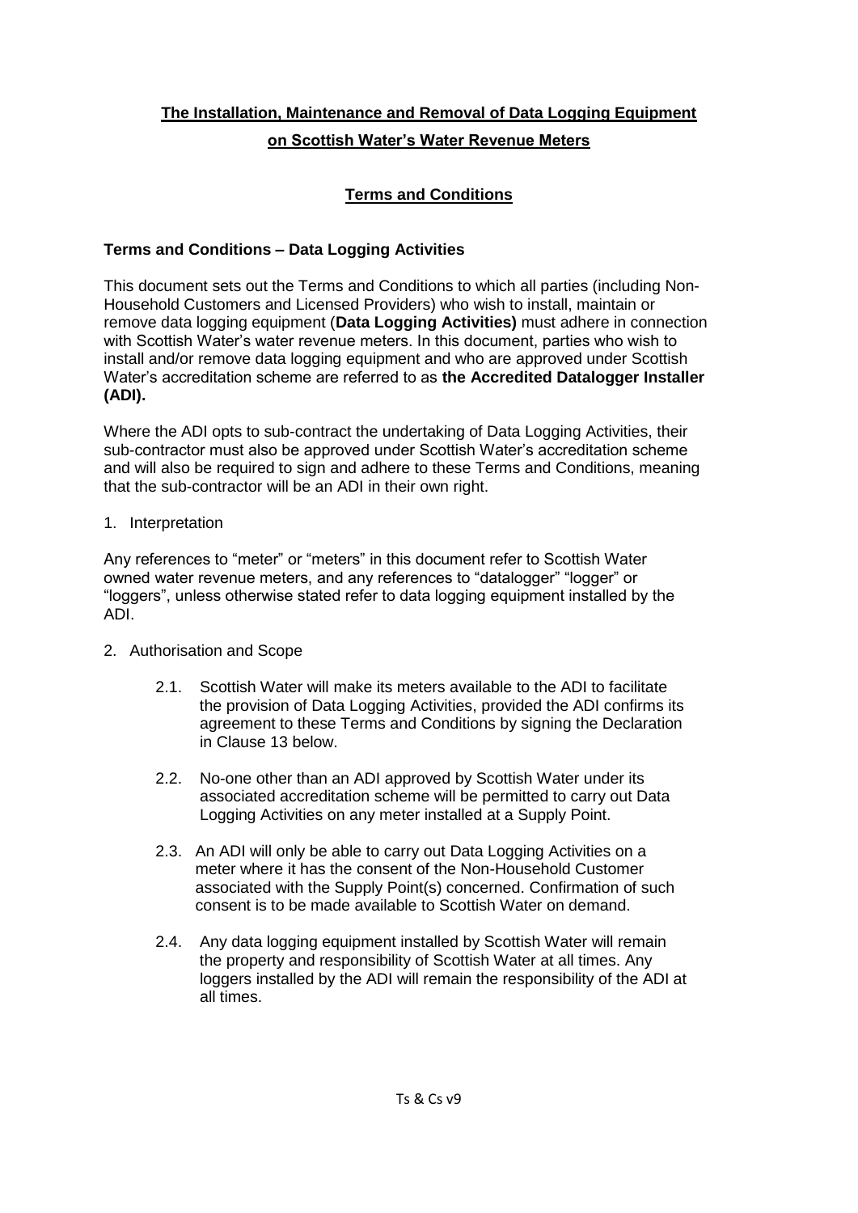# The Installation, Maintenance and Removal of Data Logging Equipment on Scottish Water's Water Revenue Meters

## Terms and Conditions

### Terms and Conditions – Data Logging Activities

This document sets out the Terms and Conditions to which all parties (including Non-Household Customers and Licensed Providers) who wish to install, maintain or remove data logging equipment (**Data Logging Activities)** must adhere in connection with Scottish Water's water revenue meters. In this document, parties who wish to install and/or remove data logging equipment and who are approved under Scottish Water's accreditation scheme are referred to as **the Accredited Datalogger Installer (ADI).**

Where the ADI opts to sub-contract the undertaking of Data Logging Activities, their sub-contractor must also be approved under Scottish Water's accreditation scheme and will also be required to sign and adhere to these Terms and Conditions, meaning that the sub-contractor will be an ADI in their own right.

1. Interpretation

Any references to "meter" or "meters" in this document refer to Scottish Water owned water revenue meters, and any references to "datalogger" "logger" or "loggers", unless otherwise stated refer to data logging equipment installed by the ADI.

2. Authorisation and Scope

   2.1. Scottish Water will make its meters available to the ADI to facilitate the provision of Data Logging Activities, provided the ADI confirms its agreement to these Terms and Conditions by signing the Declaration in Clause 13 below.

   2.2. No-one other than an ADI approved by Scottish Water under its associated accreditation scheme will be permitted to carry out Data Logging Activities on any meter installed at a Supply Point.

   2.3. An ADI will only be able to carry out Data Logging Activities on a meter where it has the consent of the Non-Household Customer associated with the Supply Point(s) concerned. Confirmation of such consent is to be made available to Scottish Water on demand.

   2.4. Any data logging equipment installed by Scottish Water will remain the property and responsibility of Scottish Water at all times. Any loggers installed by the ADI will remain the responsibility of the ADI at all times.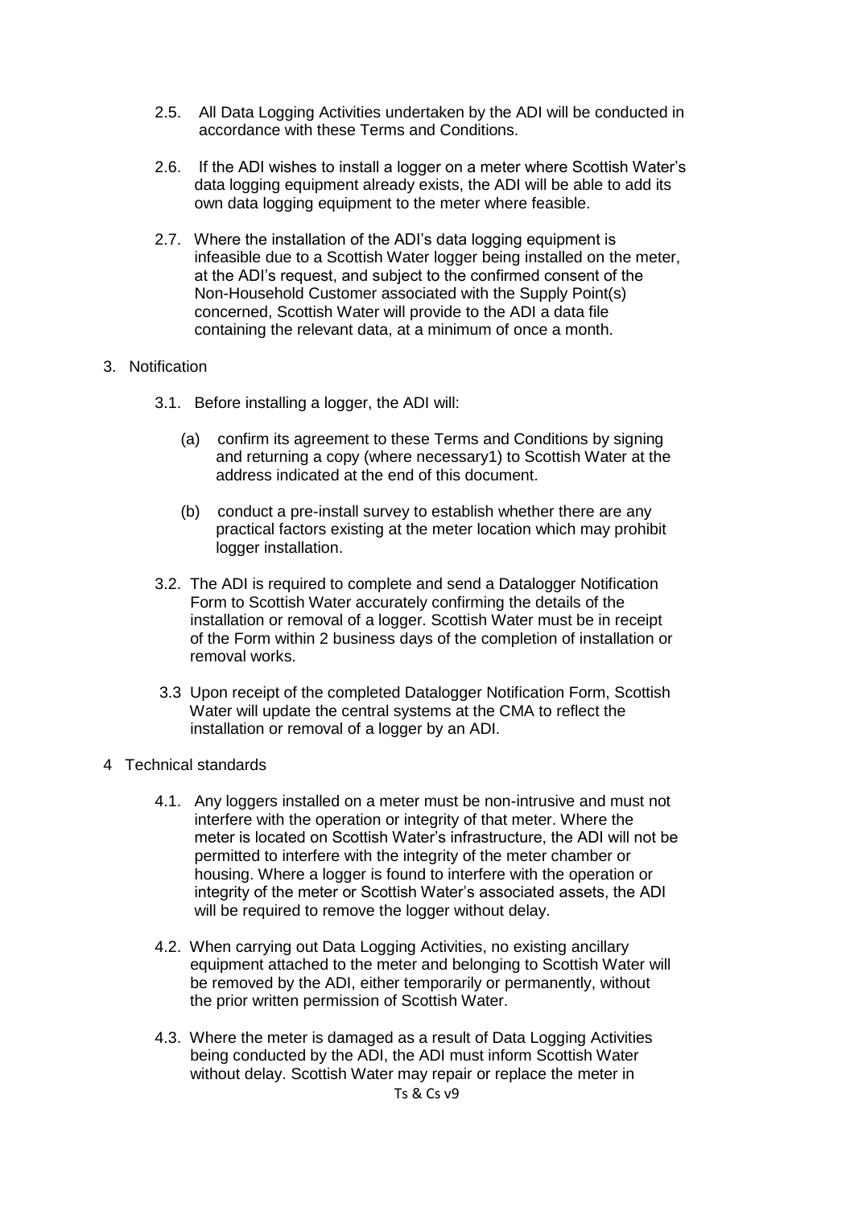2.5. All Data Logging Activities undertaken by the ADI will be conducted in accordance with these Terms and Conditions.

2.6. If the ADI wishes to install a logger on a meter where Scottish Water's data logging equipment already exists, the ADI will be able to add its own data logging equipment to the meter where feasible.

2.7. Where the installation of the ADI's data logging equipment is infeasible due to a Scottish Water logger being installed on the meter, at the ADI's request, and subject to the confirmed consent of the Non-Household Customer associated with the Supply Point(s) concerned, Scottish Water will provide to the ADI a data file containing the relevant data, at a minimum of once a month.

3. Notification

3.1. Before installing a logger, the ADI will:

(a) confirm its agreement to these Terms and Conditions by signing and returning a copy (where necessary[1]) to Scottish Water at the address indicated at the end of this document.

(b) conduct a pre-install survey to establish whether there are any practical factors existing at the meter location which may prohibit logger installation.

3.2. The ADI is required to complete and send a Datalogger Notification Form to Scottish Water accurately confirming the details of the installation or removal of a logger. Scottish Water must be in receipt of the Form within 2 business days of the completion of installation or removal works.

3.3 Upon receipt of the completed Datalogger Notification Form, Scottish Water will update the central systems at the CMA to reflect the installation or removal of a logger by an ADI.

4 Technical standards

4.1. Any loggers installed on a meter must be non-intrusive and must not interfere with the operation or integrity of that meter. Where the meter is located on Scottish Water's infrastructure, the ADI will not be permitted to interfere with the integrity of the meter chamber or housing. Where a logger is found to interfere with the operation or integrity of the meter or Scottish Water's associated assets, the ADI will be required to remove the logger without delay.

4.2. When carrying out Data Logging Activities, no existing ancillary equipment attached to the meter and belonging to Scottish Water will be removed by the ADI, either temporarily or permanently, without the prior written permission of Scottish Water.

4.3. Where the meter is damaged as a result of Data Logging Activities being conducted by the ADI, the ADI must inform Scottish Water without delay. Scottish Water may repair or replace the meter in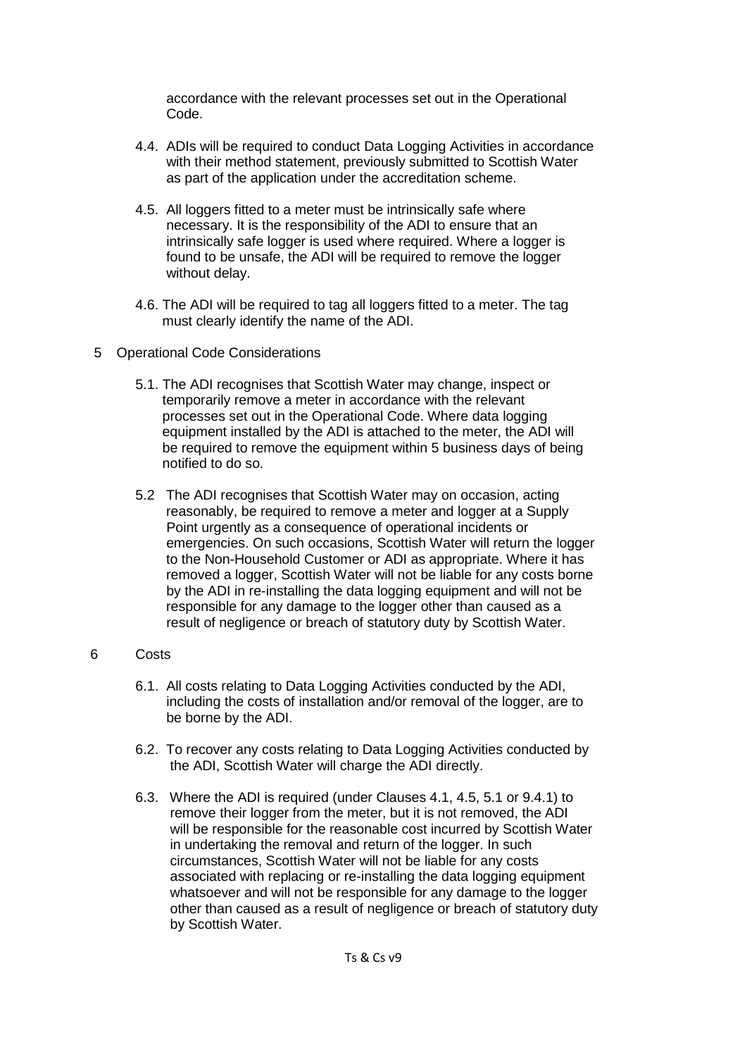accordance with the relevant processes set out in the Operational Code.

4.4. ADIs will be required to conduct Data Logging Activities in accordance with their method statement, previously submitted to Scottish Water as part of the application under the accreditation scheme.

4.5. All loggers fitted to a meter must be intrinsically safe where necessary. It is the responsibility of the ADI to ensure that an intrinsically safe logger is used where required. Where a logger is found to be unsafe, the ADI will be required to remove the logger without delay.

4.6. The ADI will be required to tag all loggers fitted to a meter. The tag must clearly identify the name of the ADI.

## 5 Operational Code Considerations

5.1. The ADI recognises that Scottish Water may change, inspect or temporarily remove a meter in accordance with the relevant processes set out in the Operational Code. Where data logging equipment installed by the ADI is attached to the meter, the ADI will be required to remove the equipment within 5 business days of being notified to do so.

5.2 The ADI recognises that Scottish Water may on occasion, acting reasonably, be required to remove a meter and logger at a Supply Point urgently as a consequence of operational incidents or emergencies. On such occasions, Scottish Water will return the logger to the Non-Household Customer or ADI as appropriate. Where it has removed a logger, Scottish Water will not be liable for any costs borne by the ADI in re-installing the data logging equipment and will not be responsible for any damage to the logger other than caused as a result of negligence or breach of statutory duty by Scottish Water.

## 6 Costs

6.1. All costs relating to Data Logging Activities conducted by the ADI, including the costs of installation and/or removal of the logger, are to be borne by the ADI.

6.2. To recover any costs relating to Data Logging Activities conducted by the ADI, Scottish Water will charge the ADI directly.

6.3. Where the ADI is required (under Clauses 4.1, 4.5, 5.1 or 9.4.1) to remove their logger from the meter, but it is not removed, the ADI will be responsible for the reasonable cost incurred by Scottish Water in undertaking the removal and return of the logger. In such circumstances, Scottish Water will not be liable for any costs associated with replacing or re-installing the data logging equipment whatsoever and will not be responsible for any damage to the logger other than caused as a result of negligence or breach of statutory duty by Scottish Water.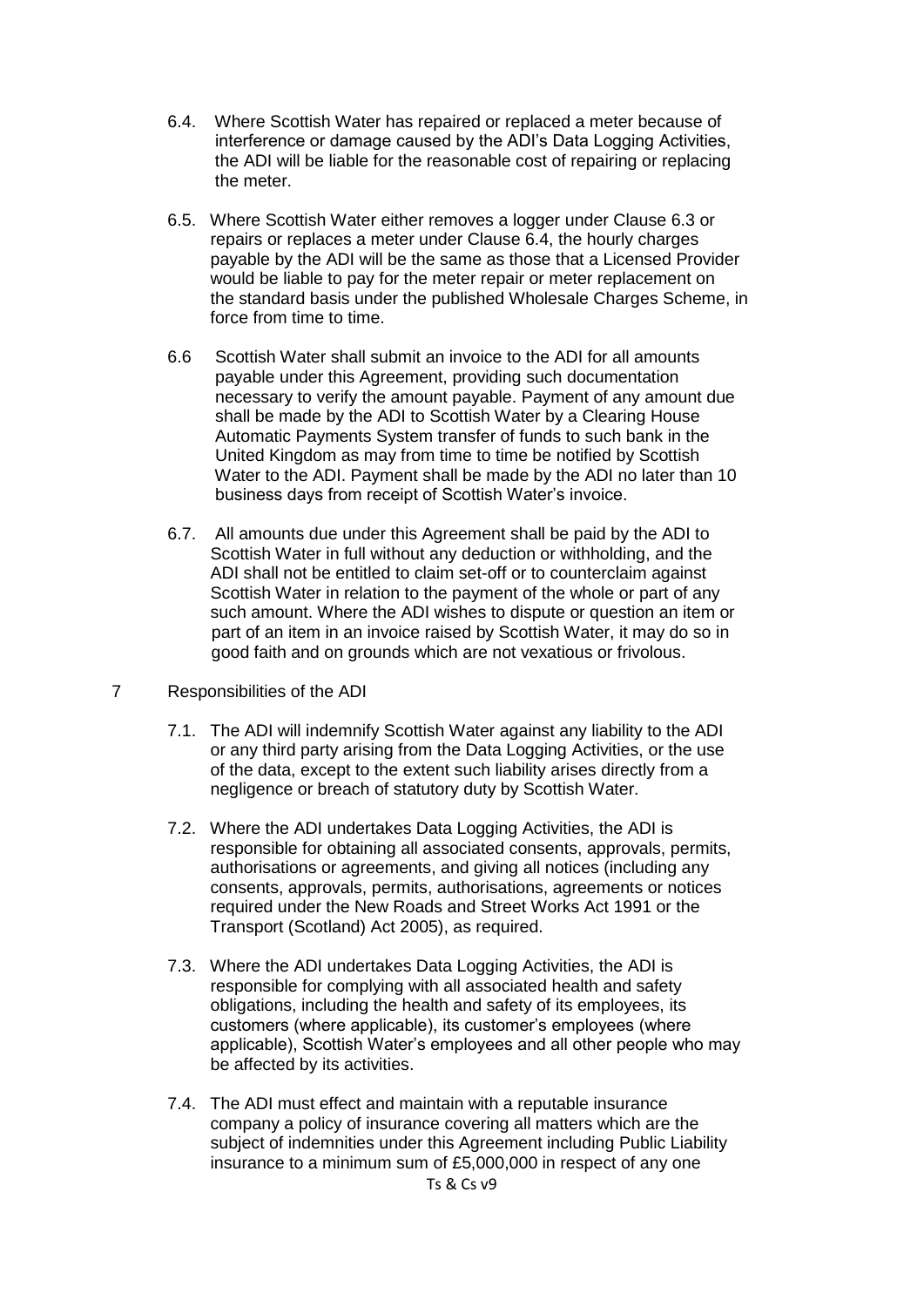6.4. Where Scottish Water has repaired or replaced a meter because of interference or damage caused by the ADI's Data Logging Activities, the ADI will be liable for the reasonable cost of repairing or replacing the meter.

6.5. Where Scottish Water either removes a logger under Clause 6.3 or repairs or replaces a meter under Clause 6.4, the hourly charges payable by the ADI will be the same as those that a Licensed Provider would be liable to pay for the meter repair or meter replacement on the standard basis under the published Wholesale Charges Scheme, in force from time to time.

6.6 Scottish Water shall submit an invoice to the ADI for all amounts payable under this Agreement, providing such documentation necessary to verify the amount payable. Payment of any amount due shall be made by the ADI to Scottish Water by a Clearing House Automatic Payments System transfer of funds to such bank in the United Kingdom as may from time to time be notified by Scottish Water to the ADI. Payment shall be made by the ADI no later than 10 business days from receipt of Scottish Water's invoice.

6.7. All amounts due under this Agreement shall be paid by the ADI to Scottish Water in full without any deduction or withholding, and the ADI shall not be entitled to claim set-off or to counterclaim against Scottish Water in relation to the payment of the whole or part of any such amount. Where the ADI wishes to dispute or question an item or part of an item in an invoice raised by Scottish Water, it may do so in good faith and on grounds which are not vexatious or frivolous.

7 Responsibilities of the ADI

7.1. The ADI will indemnify Scottish Water against any liability to the ADI or any third party arising from the Data Logging Activities, or the use of the data, except to the extent such liability arises directly from a negligence or breach of statutory duty by Scottish Water.

7.2. Where the ADI undertakes Data Logging Activities, the ADI is responsible for obtaining all associated consents, approvals, permits, authorisations or agreements, and giving all notices (including any consents, approvals, permits, authorisations, agreements or notices required under the New Roads and Street Works Act 1991 or the Transport (Scotland) Act 2005), as required.

7.3. Where the ADI undertakes Data Logging Activities, the ADI is responsible for complying with all associated health and safety obligations, including the health and safety of its employees, its customers (where applicable), its customer's employees (where applicable), Scottish Water's employees and all other people who may be affected by its activities.

7.4. The ADI must effect and maintain with a reputable insurance company a policy of insurance covering all matters which are the subject of indemnities under this Agreement including Public Liability insurance to a minimum sum of £5,000,000 in respect of any one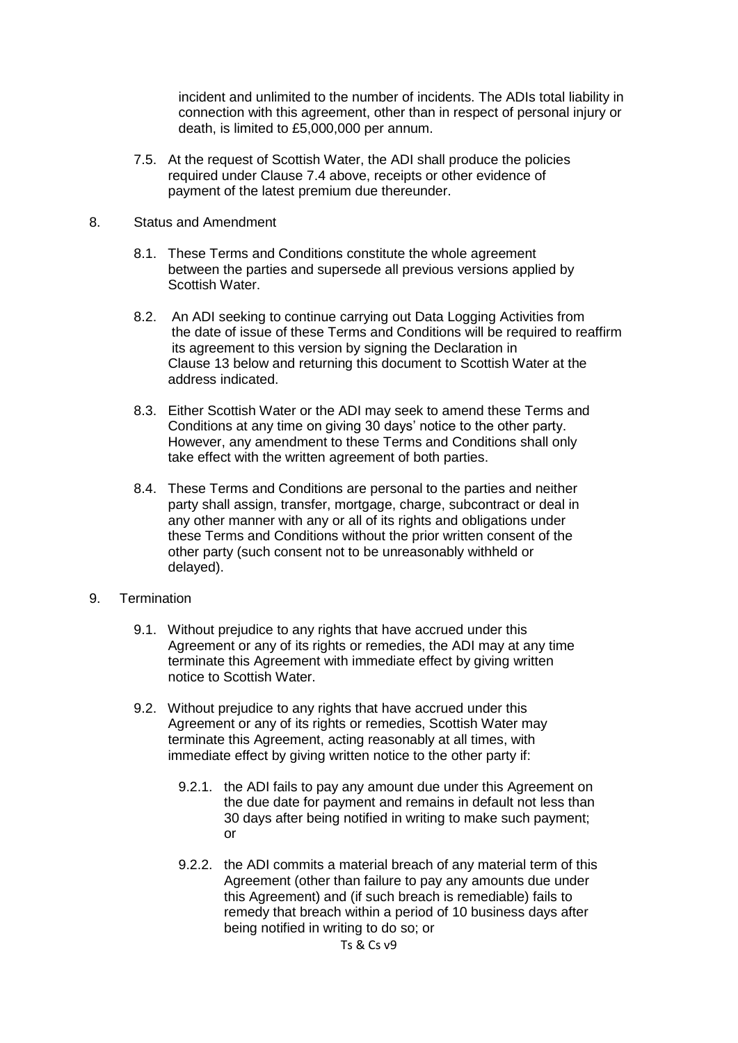incident and unlimited to the number of incidents. The ADIs total liability in connection with this agreement, other than in respect of personal injury or death, is limited to £5,000,000 per annum.

7.5. At the request of Scottish Water, the ADI shall produce the policies required under Clause 7.4 above, receipts or other evidence of payment of the latest premium due thereunder.

8. Status and Amendment

8.1. These Terms and Conditions constitute the whole agreement between the parties and supersede all previous versions applied by Scottish Water.

8.2. An ADI seeking to continue carrying out Data Logging Activities from the date of issue of these Terms and Conditions will be required to reaffirm its agreement to this version by signing the Declaration in Clause 13 below and returning this document to Scottish Water at the address indicated.

8.3. Either Scottish Water or the ADI may seek to amend these Terms and Conditions at any time on giving 30 days' notice to the other party. However, any amendment to these Terms and Conditions shall only take effect with the written agreement of both parties.

8.4. These Terms and Conditions are personal to the parties and neither party shall assign, transfer, mortgage, charge, subcontract or deal in any other manner with any or all of its rights and obligations under these Terms and Conditions without the prior written consent of the other party (such consent not to be unreasonably withheld or delayed).

9. Termination

9.1. Without prejudice to any rights that have accrued under this Agreement or any of its rights or remedies, the ADI may at any time terminate this Agreement with immediate effect by giving written notice to Scottish Water.

9.2. Without prejudice to any rights that have accrued under this Agreement or any of its rights or remedies, Scottish Water may terminate this Agreement, acting reasonably at all times, with immediate effect by giving written notice to the other party if:

9.2.1. the ADI fails to pay any amount due under this Agreement on the due date for payment and remains in default not less than 30 days after being notified in writing to make such payment; or

9.2.2. the ADI commits a material breach of any material term of this Agreement (other than failure to pay any amounts due under this Agreement) and (if such breach is remediable) fails to remedy that breach within a period of 10 business days after being notified in writing to do so; or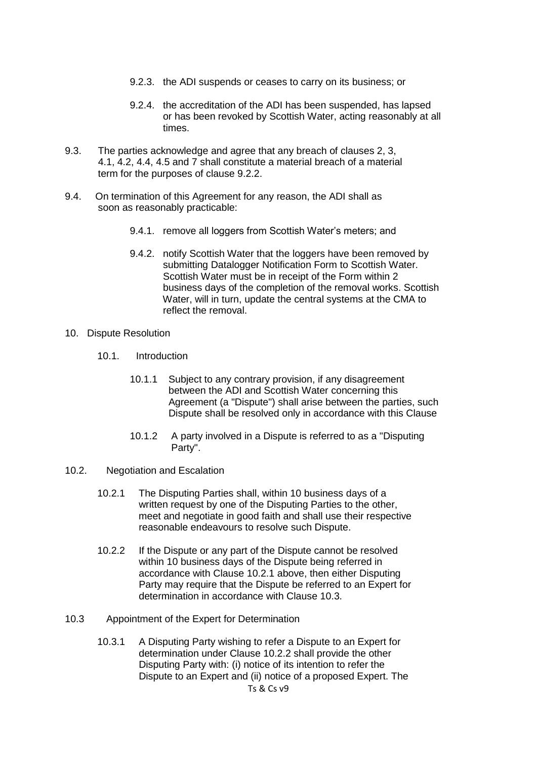9.2.3. the ADI suspends or ceases to carry on its business; or

9.2.4. the accreditation of the ADI has been suspended, has lapsed or has been revoked by Scottish Water, acting reasonably at all times.

9.3. The parties acknowledge and agree that any breach of clauses 2, 3, 4.1, 4.2, 4.4, 4.5 and 7 shall constitute a material breach of a material term for the purposes of clause 9.2.2.

9.4. On termination of this Agreement for any reason, the ADI shall as soon as reasonably practicable:

9.4.1. remove all loggers from Scottish Water's meters; and

9.4.2. notify Scottish Water that the loggers have been removed by submitting Datalogger Notification Form to Scottish Water. Scottish Water must be in receipt of the Form within 2 business days of the completion of the removal works. Scottish Water, will in turn, update the central systems at the CMA to reflect the removal.

10. Dispute Resolution

10.1. Introduction

10.1.1 Subject to any contrary provision, if any disagreement between the ADI and Scottish Water concerning this Agreement (a "Dispute") shall arise between the parties, such Dispute shall be resolved only in accordance with this Clause

10.1.2 A party involved in a Dispute is referred to as a "Disputing Party".

10.2. Negotiation and Escalation

10.2.1 The Disputing Parties shall, within 10 business days of a written request by one of the Disputing Parties to the other, meet and negotiate in good faith and shall use their respective reasonable endeavours to resolve such Dispute.

10.2.2 If the Dispute or any part of the Dispute cannot be resolved within 10 business days of the Dispute being referred in accordance with Clause 10.2.1 above, then either Disputing Party may require that the Dispute be referred to an Expert for determination in accordance with Clause 10.3.

10.3 Appointment of the Expert for Determination

10.3.1 A Disputing Party wishing to refer a Dispute to an Expert for determination under Clause 10.2.2 shall provide the other Disputing Party with: (i) notice of its intention to refer the Dispute to an Expert and (ii) notice of a proposed Expert. The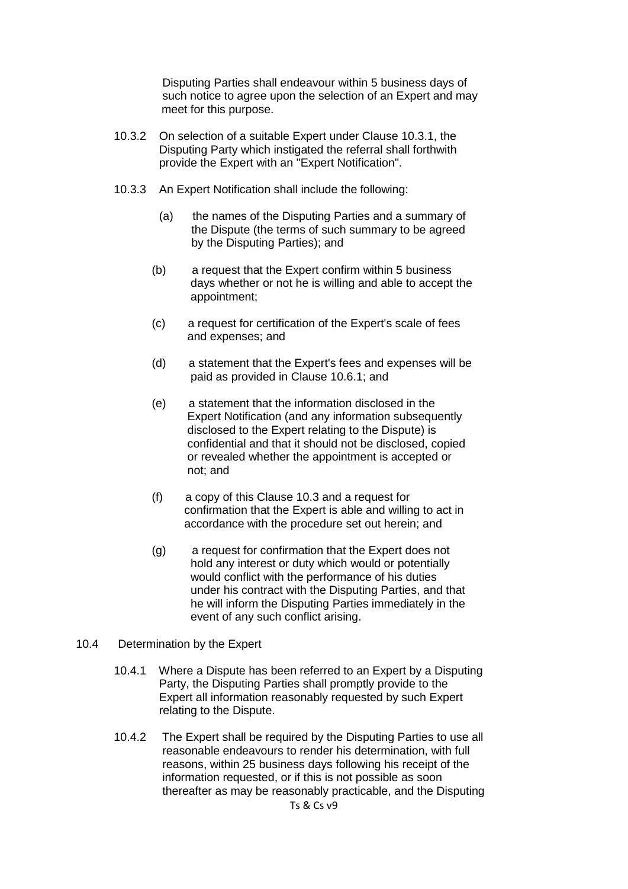Disputing Parties shall endeavour within 5 business days of such notice to agree upon the selection of an Expert and may meet for this purpose.

10.3.2 On selection of a suitable Expert under Clause 10.3.1, the Disputing Party which instigated the referral shall forthwith provide the Expert with an "Expert Notification".

10.3.3 An Expert Notification shall include the following:

(a) the names of the Disputing Parties and a summary of the Dispute (the terms of such summary to be agreed by the Disputing Parties); and

(b) a request that the Expert confirm within 5 business days whether or not he is willing and able to accept the appointment;

(c) a request for certification of the Expert's scale of fees and expenses; and

(d) a statement that the Expert's fees and expenses will be paid as provided in Clause 10.6.1; and

(e) a statement that the information disclosed in the Expert Notification (and any information subsequently disclosed to the Expert relating to the Dispute) is confidential and that it should not be disclosed, copied or revealed whether the appointment is accepted or not; and

(f) a copy of this Clause 10.3 and a request for confirmation that the Expert is able and willing to act in accordance with the procedure set out herein; and

(g) a request for confirmation that the Expert does not hold any interest or duty which would or potentially would conflict with the performance of his duties under his contract with the Disputing Parties, and that he will inform the Disputing Parties immediately in the event of any such conflict arising.

10.4 Determination by the Expert

10.4.1 Where a Dispute has been referred to an Expert by a Disputing Party, the Disputing Parties shall promptly provide to the Expert all information reasonably requested by such Expert relating to the Dispute.

10.4.2 The Expert shall be required by the Disputing Parties to use all reasonable endeavours to render his determination, with full reasons, within 25 business days following his receipt of the information requested, or if this is not possible as soon thereafter as may be reasonably practicable, and the Disputing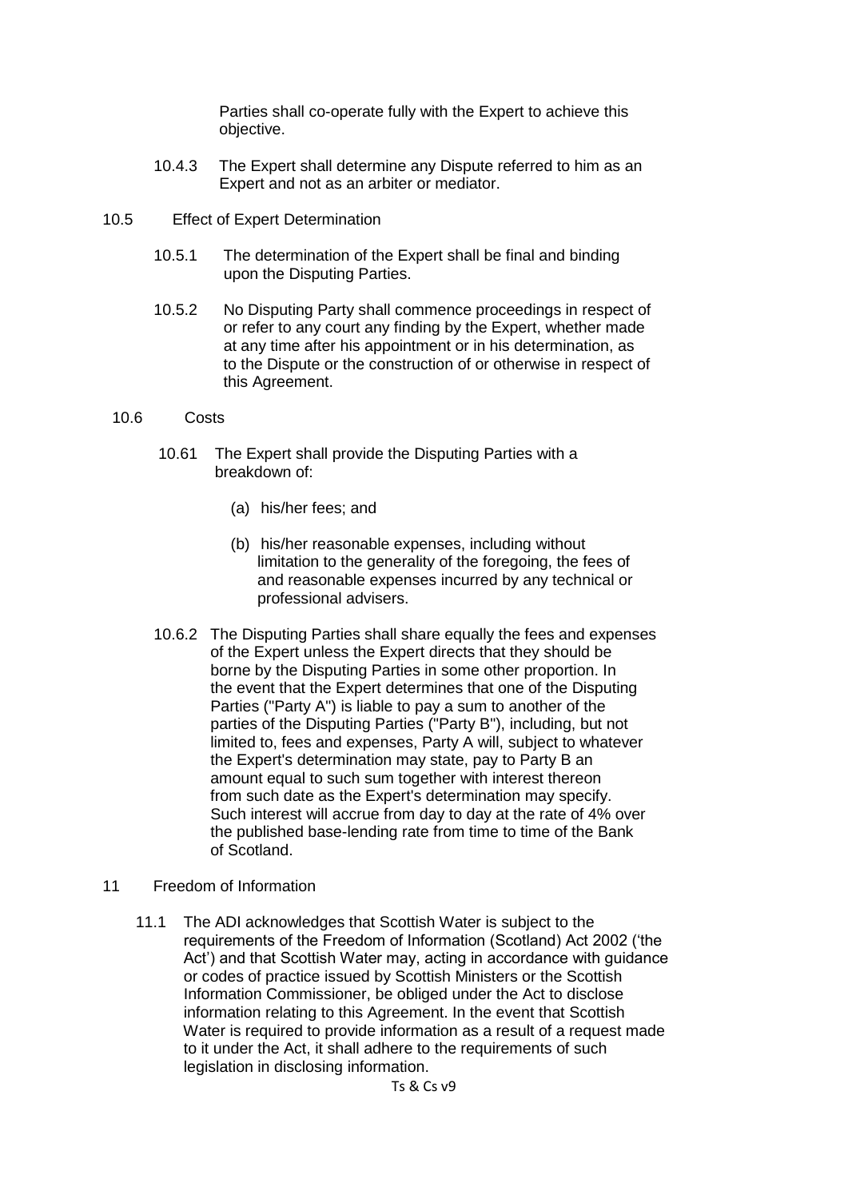Parties shall co-operate fully with the Expert to achieve this objective.

10.4.3 The Expert shall determine any Dispute referred to him as an Expert and not as an arbiter or mediator.

10.5 Effect of Expert Determination

10.5.1 The determination of the Expert shall be final and binding upon the Disputing Parties.

10.5.2 No Disputing Party shall commence proceedings in respect of or refer to any court any finding by the Expert, whether made at any time after his appointment or in his determination, as to the Dispute or the construction of or otherwise in respect of this Agreement.

10.6 Costs

10.61 The Expert shall provide the Disputing Parties with a breakdown of:

(a) his/her fees; and

(b) his/her reasonable expenses, including without limitation to the generality of the foregoing, the fees of and reasonable expenses incurred by any technical or professional advisers.

10.6.2 The Disputing Parties shall share equally the fees and expenses of the Expert unless the Expert directs that they should be borne by the Disputing Parties in some other proportion. In the event that the Expert determines that one of the Disputing Parties ("Party A") is liable to pay a sum to another of the parties of the Disputing Parties ("Party B"), including, but not limited to, fees and expenses, Party A will, subject to whatever the Expert's determination may state, pay to Party B an amount equal to such sum together with interest thereon from such date as the Expert's determination may specify. Such interest will accrue from day to day at the rate of 4% over the published base-lending rate from time to time of the Bank of Scotland.

11 Freedom of Information

11.1 The ADI acknowledges that Scottish Water is subject to the requirements of the Freedom of Information (Scotland) Act 2002 ('the Act') and that Scottish Water may, acting in accordance with guidance or codes of practice issued by Scottish Ministers or the Scottish Information Commissioner, be obliged under the Act to disclose information relating to this Agreement. In the event that Scottish Water is required to provide information as a result of a request made to it under the Act, it shall adhere to the requirements of such legislation in disclosing information.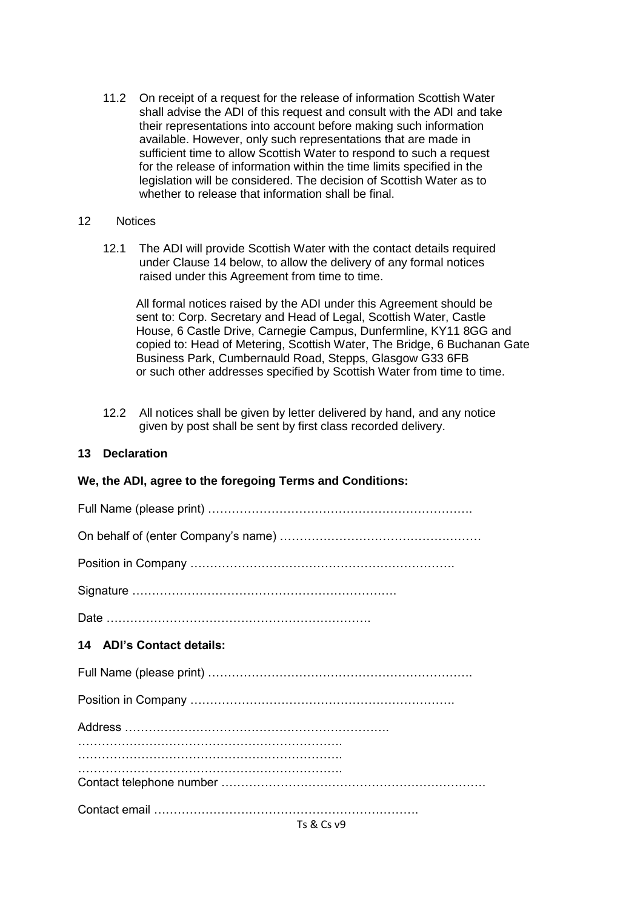11.2 On receipt of a request for the release of information Scottish Water shall advise the ADI of this request and consult with the ADI and take their representations into account before making such information available. However, only such representations that are made in sufficient time to allow Scottish Water to respond to such a request for the release of information within the time limits specified in the legislation will be considered. The decision of Scottish Water as to whether to release that information shall be final.

12 Notices

12.1 The ADI will provide Scottish Water with the contact details required under Clause 14 below, to allow the delivery of any formal notices raised under this Agreement from time to time.

All formal notices raised by the ADI under this Agreement should be sent to: Corp. Secretary and Head of Legal, Scottish Water, Castle House, 6 Castle Drive, Carnegie Campus, Dunfermline, KY11 8GG and copied to: Head of Metering, Scottish Water, The Bridge, 6 Buchanan Gate Business Park, Cumbernauld Road, Stepps, Glasgow G33 6FB or such other addresses specified by Scottish Water from time to time.

12.2 All notices shall be given by letter delivered by hand, and any notice given by post shall be sent by first class recorded delivery.

**13 Declaration**

**We, the ADI, agree to the foregoing Terms and Conditions:**

Full Name (please print) ………………………………………………………….

On behalf of (enter Company's name) …………………………………………

Position in Company ………………………………………………………….

Signature ………………………………………………………….

Date ………………………………………………………….

**14 ADI's Contact details:**

Full Name (please print) ………………………………………………………….

Position in Company ………………………………………………………….

Address ………………………………………………………….
………………………………………………………….
………………………………………………………….
………………………………………………………….
Contact telephone number ………………………………………………………….

Contact email ………………………………………………………….

Ts & Cs v9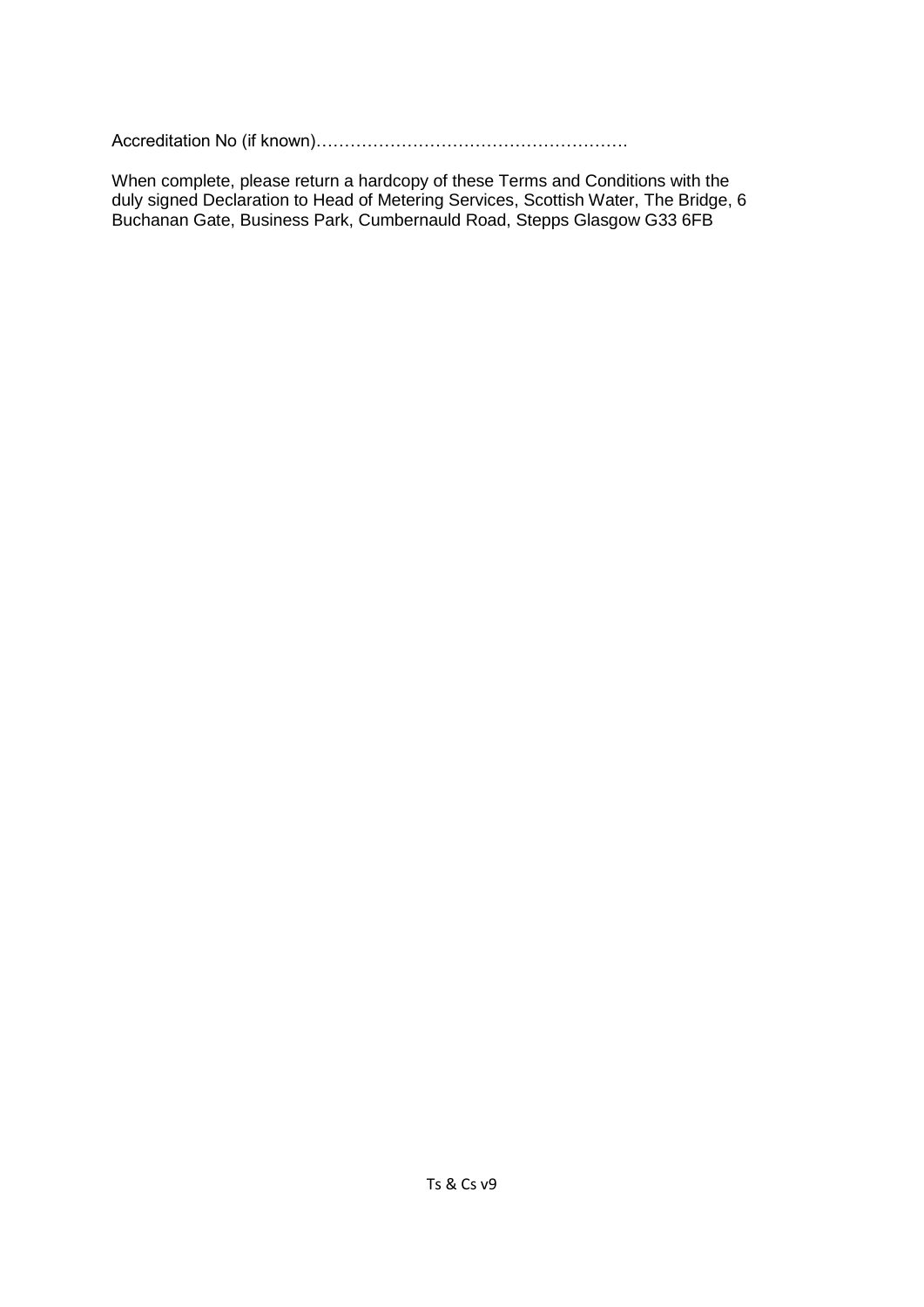Accreditation No (if known)……………………………………………….

When complete, please return a hardcopy of these Terms and Conditions with the duly signed Declaration to Head of Metering Services, Scottish Water, The Bridge, 6 Buchanan Gate, Business Park, Cumbernauld Road, Stepps Glasgow G33 6FB